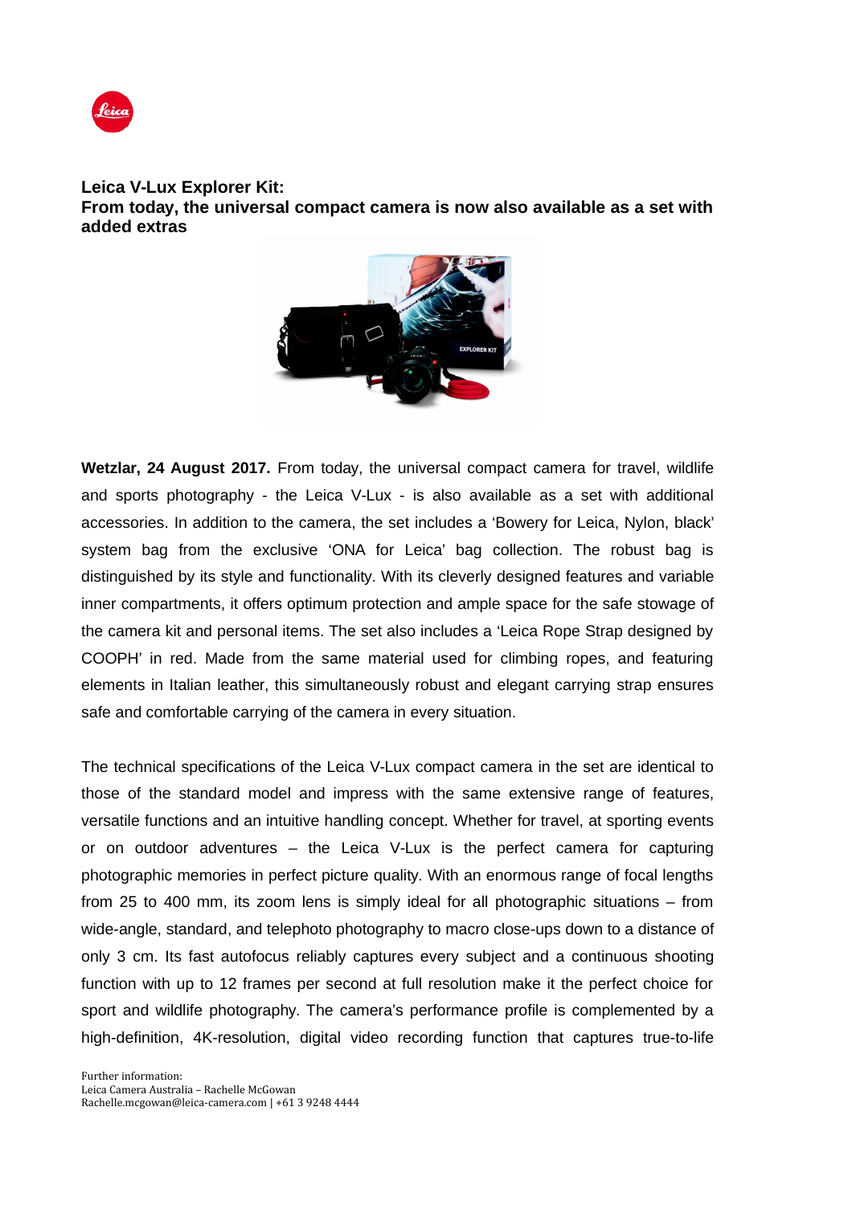**Leica V-Lux Explorer Kit:**
**From today, the universal compact camera is now also available as a set with added extras**

**Wetzlar, 24 August 2017.** From today, the universal compact camera for travel, wildlife and sports photography - the Leica V-Lux - is also available as a set with additional accessories. In addition to the camera, the set includes a 'Bowery for Leica, Nylon, black' system bag from the exclusive 'ONA for Leica' bag collection. The robust bag is distinguished by its style and functionality. With its cleverly designed features and variable inner compartments, it offers optimum protection and ample space for the safe stowage of the camera kit and personal items. The set also includes a 'Leica Rope Strap designed by COOPH' in red. Made from the same material used for climbing ropes, and featuring elements in Italian leather, this simultaneously robust and elegant carrying strap ensures safe and comfortable carrying of the camera in every situation.

The technical specifications of the Leica V-Lux compact camera in the set are identical to those of the standard model and impress with the same extensive range of features, versatile functions and an intuitive handling concept. Whether for travel, at sporting events or on outdoor adventures – the Leica V-Lux is the perfect camera for capturing photographic memories in perfect picture quality. With an enormous range of focal lengths from 25 to 400 mm, its zoom lens is simply ideal for all photographic situations – from wide-angle, standard, and telephoto photography to macro close-ups down to a distance of only 3 cm. Its fast autofocus reliably captures every subject and a continuous shooting function with up to 12 frames per second at full resolution make it the perfect choice for sport and wildlife photography. The camera's performance profile is complemented by a high-definition, 4K-resolution, digital video recording function that captures true-to-life

Further information:
Leica Camera Australia – Rachelle McGowan
Rachelle.mcgowan@leica-camera.com | +61 3 9248 4444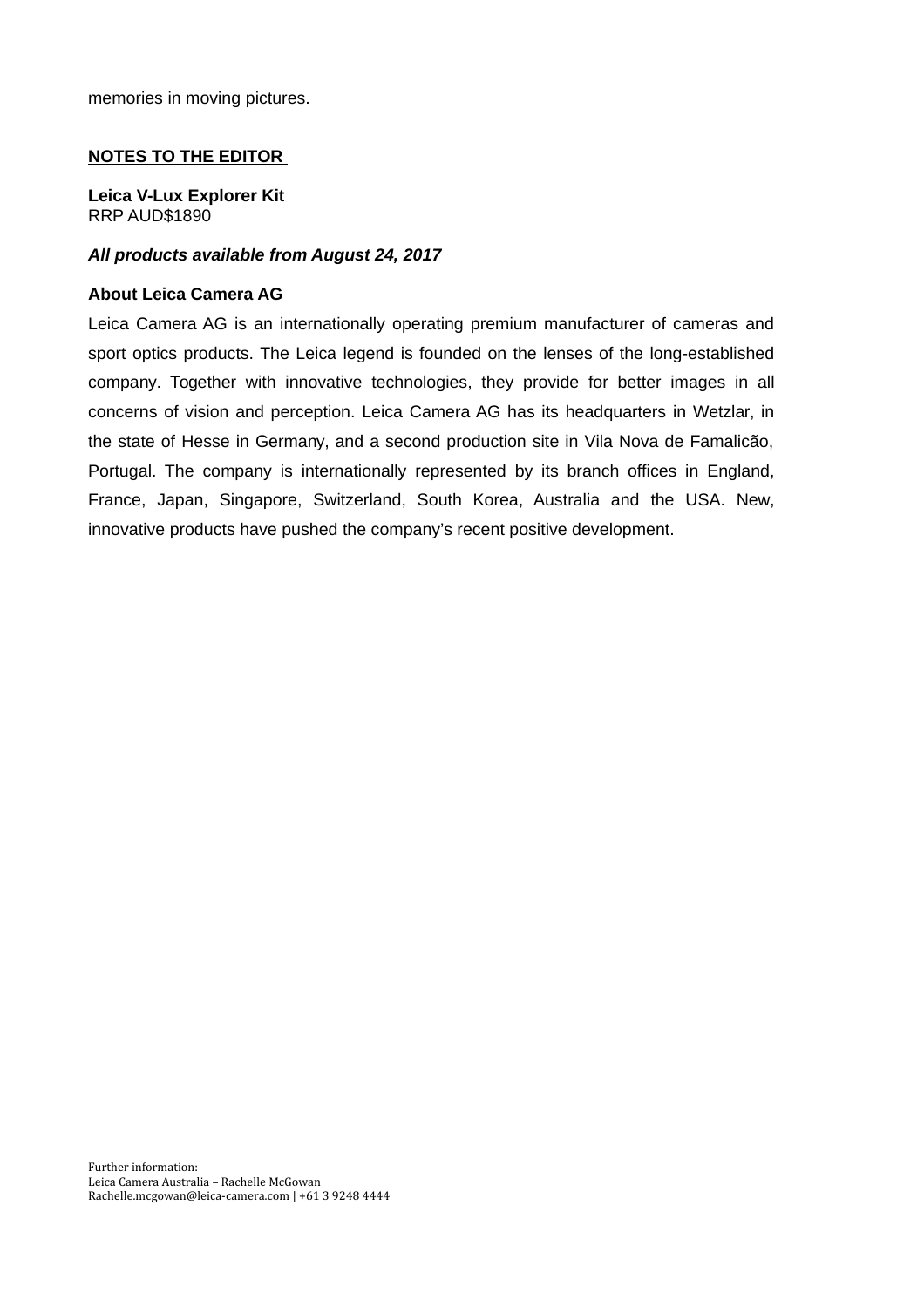memories in moving pictures.

**NOTES TO THE EDITOR**

**Leica V-Lux Explorer Kit**
RRP AUD$1890

***All products available from August 24, 2017***

**About Leica Camera AG**

Leica Camera AG is an internationally operating premium manufacturer of cameras and sport optics products. The Leica legend is founded on the lenses of the long-established company. Together with innovative technologies, they provide for better images in all concerns of vision and perception. Leica Camera AG has its headquarters in Wetzlar, in the state of Hesse in Germany, and a second production site in Vila Nova de Famalicão, Portugal. The company is internationally represented by its branch offices in England, France, Japan, Singapore, Switzerland, South Korea, Australia and the USA. New, innovative products have pushed the company's recent positive development.

Further information:
Leica Camera Australia – Rachelle McGowan
Rachelle.mcgowan@leica-camera.com | +61 3 9248 4444